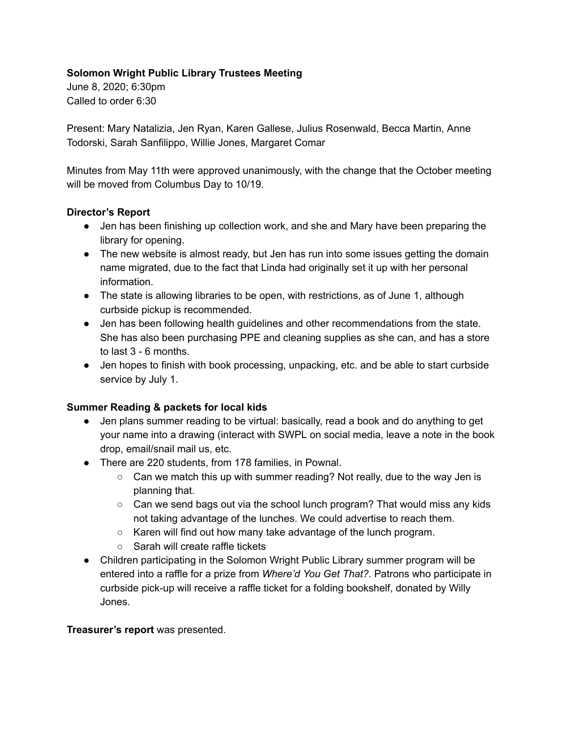**Solomon Wright Public Library Trustees Meeting**

June 8, 2020; 6:30pm
Called to order 6:30

Present: Mary Natalizia, Jen Ryan, Karen Gallese, Julius Rosenwald, Becca Martin, Anne Todorski, Sarah Sanfilippo, Willie Jones, Margaret Comar

Minutes from May 11th were approved unanimously, with the change that the October meeting will be moved from Columbus Day to 10/19.

**Director's Report**

- Jen has been finishing up collection work, and she and Mary have been preparing the library for opening.
- The new website is almost ready, but Jen has run into some issues getting the domain name migrated, due to the fact that Linda had originally set it up with her personal information.
- The state is allowing libraries to be open, with restrictions, as of June 1, although curbside pickup is recommended.
- Jen has been following health guidelines and other recommendations from the state. She has also been purchasing PPE and cleaning supplies as she can, and has a store to last 3 - 6 months.
- Jen hopes to finish with book processing, unpacking, etc. and be able to start curbside service by July 1.

**Summer Reading & packets for local kids**

- Jen plans summer reading to be virtual: basically, read a book and do anything to get your name into a drawing (interact with SWPL on social media, leave a note in the book drop, email/snail mail us, etc.
- There are 220 students, from 178 families, in Pownal.
    - Can we match this up with summer reading? Not really, due to the way Jen is planning that.
    - Can we send bags out via the school lunch program? That would miss any kids not taking advantage of the lunches. We could advertise to reach them.
    - Karen will find out how many take advantage of the lunch program.
    - Sarah will create raffle tickets
- Children participating in the Solomon Wright Public Library summer program will be entered into a raffle for a prize from *Where'd You Get That?*. Patrons who participate in curbside pick-up will receive a raffle ticket for a folding bookshelf, donated by Willy Jones.

**Treasurer's report** was presented.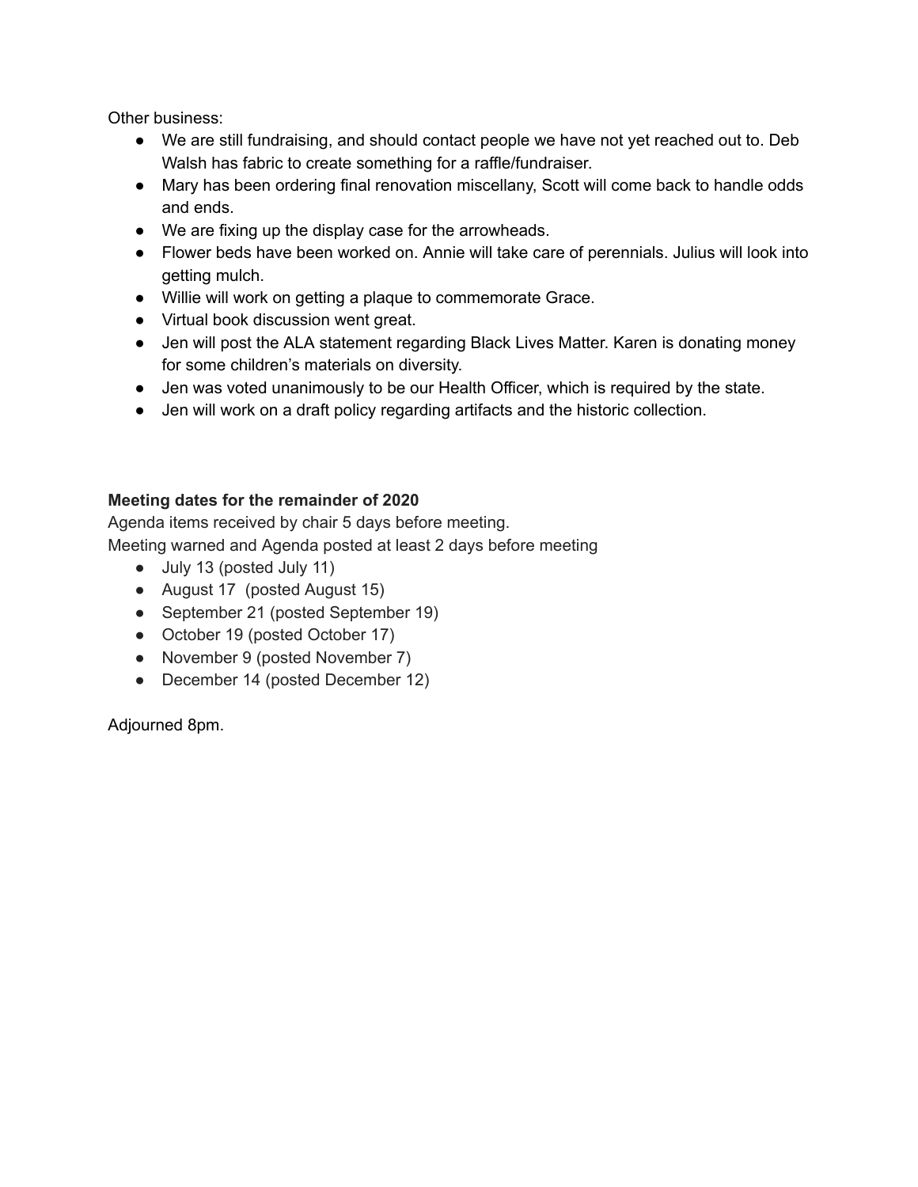Other business:

- We are still fundraising, and should contact people we have not yet reached out to. Deb Walsh has fabric to create something for a raffle/fundraiser.
- Mary has been ordering final renovation miscellany, Scott will come back to handle odds and ends.
- We are fixing up the display case for the arrowheads.
- Flower beds have been worked on. Annie will take care of perennials. Julius will look into getting mulch.
- Willie will work on getting a plaque to commemorate Grace.
- Virtual book discussion went great.
- Jen will post the ALA statement regarding Black Lives Matter. Karen is donating money for some children's materials on diversity.
- Jen was voted unanimously to be our Health Officer, which is required by the state.
- Jen will work on a draft policy regarding artifacts and the historic collection.

**Meeting dates for the remainder of 2020**

Agenda items received by chair 5 days before meeting.
Meeting warned and Agenda posted at least 2 days before meeting

- July 13 (posted July 11)
- August 17 (posted August 15)
- September 21 (posted September 19)
- October 19 (posted October 17)
- November 9 (posted November 7)
- December 14 (posted December 12)

Adjourned 8pm.